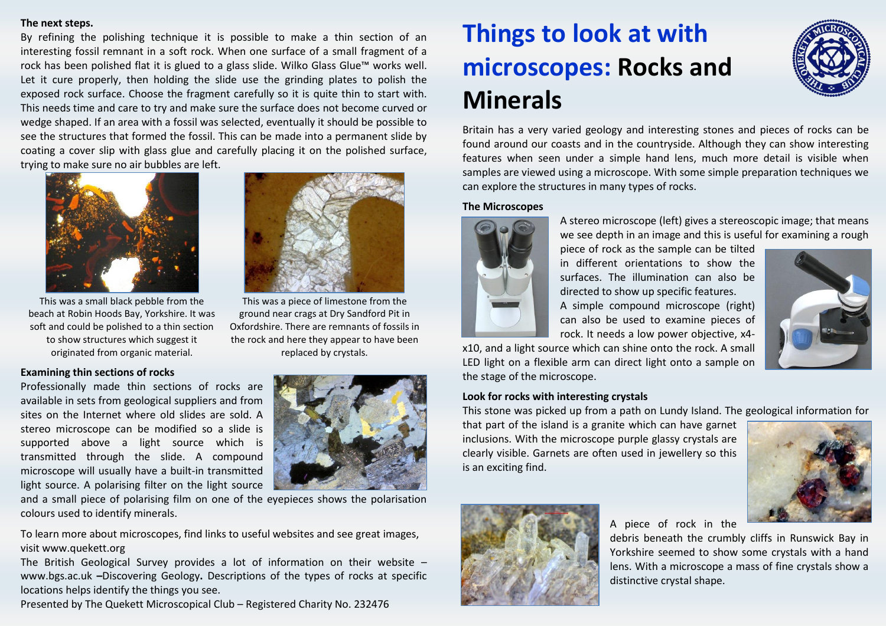# Things to look at with microscopes: Rocks and Minerals

Britain has a very varied geology and interesting stones and pieces of rocks can be found around our coasts and in the countryside. Although they can show interesting features when seen under a simple hand lens, much more detail is visible when samples are viewed using a microscope. With some simple preparation techniques we can explore the structures in many types of rocks.

### The Microscopes

A stereo microscope (left) gives a stereoscopic image; that means we see depth in an image and this is useful for examining a rough piece of rock as the sample can be tilted in different orientations to show the surfaces. The illumination can also be directed to show up specific features.

A simple compound microscope (right) can also be used to examine pieces of rock. It needs a low power objective, x4-x10, and a light source which can shine onto the rock. A small LED light on a flexible arm can direct light onto a sample on the stage of the microscope.

### Look for rocks with interesting crystals

This stone was picked up from a path on Lundy Island. The geological information for that part of the island is a granite which can have garnet inclusions. With the microscope purple glassy crystals are clearly visible. Garnets are often used in jewellery so this is an exciting find.

A piece of rock in the debris beneath the crumbly cliffs in Runswick Bay in Yorkshire seemed to show some crystals with a hand lens. With a microscope a mass of fine crystals show a distinctive crystal shape.

### The next steps.

By refining the polishing technique it is possible to make a thin section of an interesting fossil remnant in a soft rock. When one surface of a small fragment of a rock has been polished flat it is glued to a glass slide. Wilko Glass Glue™ works well. Let it cure properly, then holding the slide use the grinding plates to polish the exposed rock surface. Choose the fragment carefully so it is quite thin to start with. This needs time and care to try and make sure the surface does not become curved or wedge shaped. If an area with a fossil was selected, eventually it should be possible to see the structures that formed the fossil. This can be made into a permanent slide by coating a cover slip with glass glue and carefully placing it on the polished surface, trying to make sure no air bubbles are left.

This was a small black pebble from the beach at Robin Hoods Bay, Yorkshire. It was soft and could be polished to a thin section to show structures which suggest it originated from organic material.

This was a piece of limestone from the ground near crags at Dry Sandford Pit in Oxfordshire. There are remnants of fossils in the rock and here they appear to have been replaced by crystals.

### Examining thin sections of rocks

Professionally made thin sections of rocks are available in sets from geological suppliers and from sites on the Internet where old slides are sold. A stereo microscope can be modified so a slide is supported above a light source which is transmitted through the slide. A compound microscope will usually have a built-in transmitted light source. A polarising filter on the light source and a small piece of polarising film on one of the eyepieces shows the polarisation colours used to identify minerals.

To learn more about microscopes, find links to useful websites and see great images, visit www.quekett.org

The British Geological Survey provides a lot of information on their website – www.bgs.ac.uk **–**Discovering Geology**.** Descriptions of the types of rocks at specific locations helps identify the things you see.

Presented by The Quekett Microscopical Club – Registered Charity No. 232476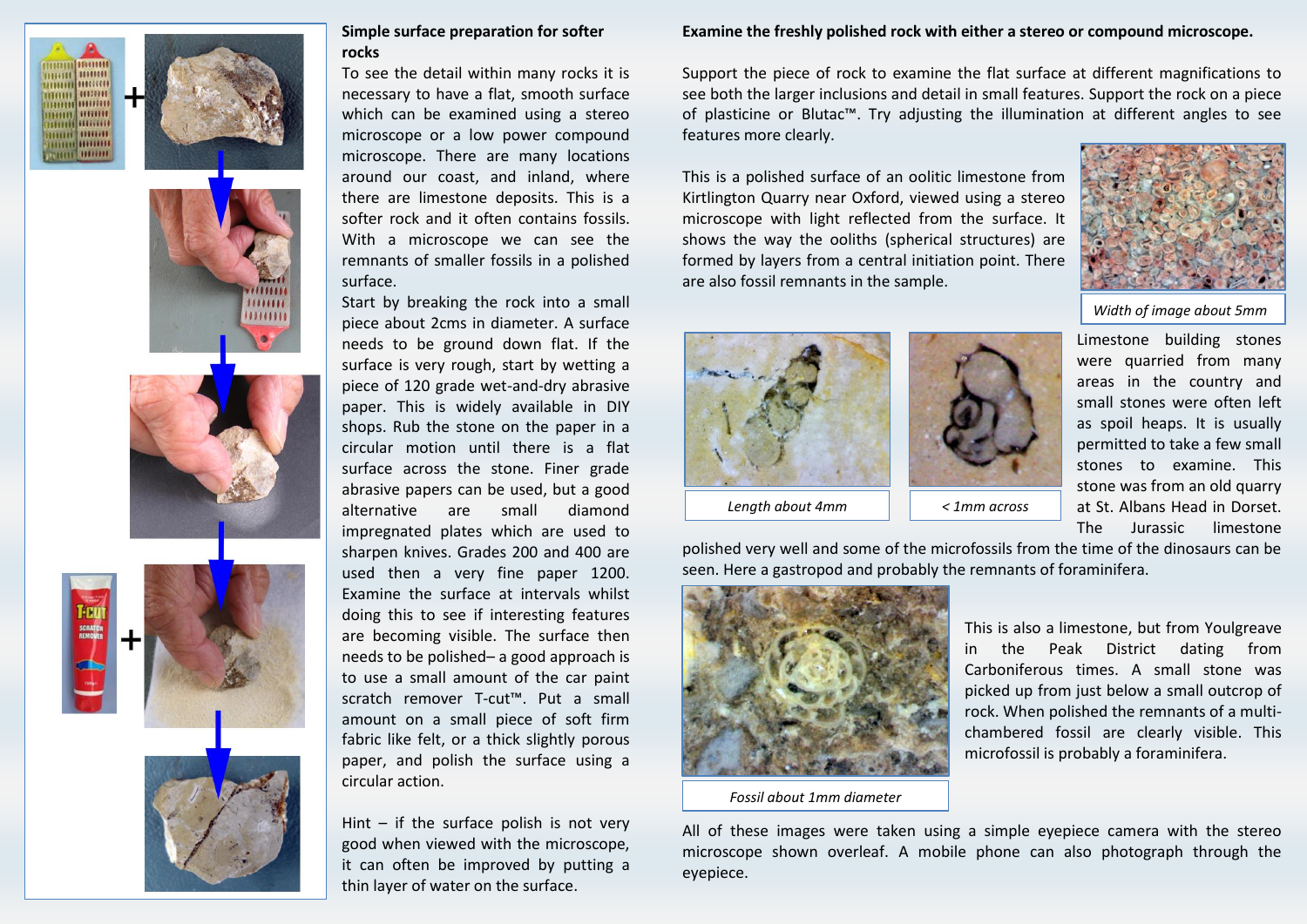**Simple surface preparation for softer rocks**

To see the detail within many rocks it is necessary to have a flat, smooth surface which can be examined using a stereo microscope or a low power compound microscope. There are many locations around our coast, and inland, where there are limestone deposits. This is a softer rock and it often contains fossils. With a microscope we can see the remnants of smaller fossils in a polished surface.

Start by breaking the rock into a small piece about 2cms in diameter. A surface needs to be ground down flat. If the surface is very rough, start by wetting a piece of 120 grade wet-and-dry abrasive paper. This is widely available in DIY shops. Rub the stone on the paper in a circular motion until there is a flat surface across the stone. Finer grade abrasive papers can be used, but a good alternative are small diamond impregnated plates which are used to sharpen knives. Grades 200 and 400 are used then a very fine paper 1200. Examine the surface at intervals whilst doing this to see if interesting features are becoming visible. The surface then needs to be polished– a good approach is to use a small amount of the car paint scratch remover T-cut™. Put a small amount on a small piece of soft firm fabric like felt, or a thick slightly porous paper, and polish the surface using a circular action.

Hint – if the surface polish is not very good when viewed with the microscope, it can often be improved by putting a thin layer of water on the surface.

**Examine the freshly polished rock with either a stereo or compound microscope.**

Support the piece of rock to examine the flat surface at different magnifications to see both the larger inclusions and detail in small features. Support the rock on a piece of plasticine or Blutac™. Try adjusting the illumination at different angles to see features more clearly.

This is a polished surface of an oolitic limestone from Kirtlington Quarry near Oxford, viewed using a stereo microscope with light reflected from the surface. It shows the way the ooliths (spherical structures) are formed by layers from a central initiation point. There are also fossil remnants in the sample.

*Width of image about 5mm*

*Length about 4mm*

*< 1mm across*

Limestone building stones were quarried from many areas in the country and small stones were often left as spoil heaps. It is usually permitted to take a few small stones to examine. This stone was from an old quarry at St. Albans Head in Dorset. The Jurassic limestone polished very well and some of the microfossils from the time of the dinosaurs can be seen. Here a gastropod and probably the remnants of foraminifera.

This is also a limestone, but from Youlgreave in the Peak District dating from Carboniferous times. A small stone was picked up from just below a small outcrop of rock. When polished the remnants of a multi-chambered fossil are clearly visible. This microfossil is probably a foraminifera.

*Fossil about 1mm diameter*

All of these images were taken using a simple eyepiece camera with the stereo microscope shown overleaf. A mobile phone can also photograph through the eyepiece.